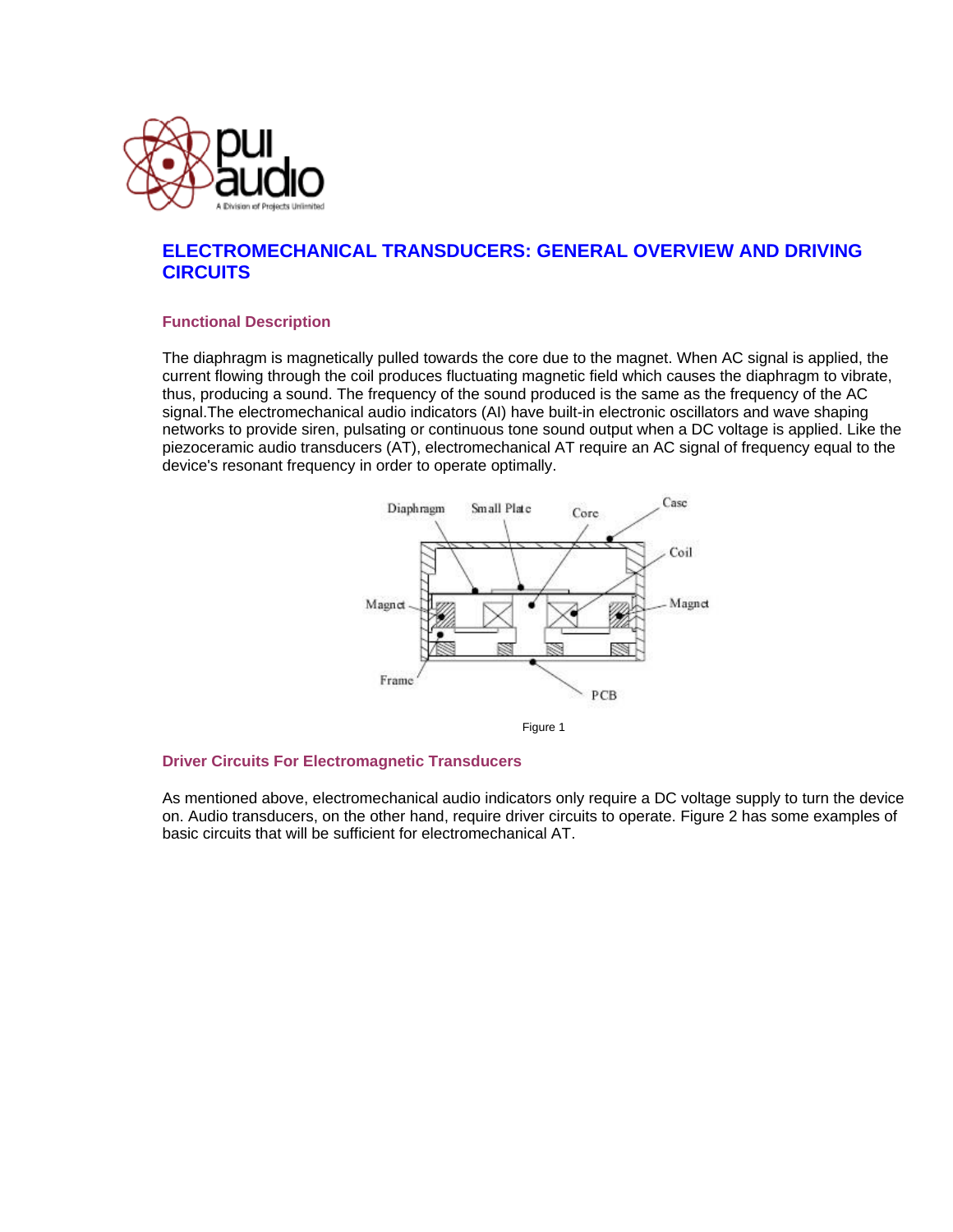# ELECTROMECHANICAL TRANSDUCERS: GENERAL OVERVIEW AND DRIVING CIRCUITS

## Functional Description

The diaphragm is magnetically pulled towards the core due to the magnet. When AC signal is applied, the current flowing through the coil produces fluctuating magnetic field which causes the diaphragm to vibrate, thus, producing a sound. The frequency of the sound produced is the same as the frequency of the AC signal.The electromechanical audio indicators (AI) have built-in electronic oscillators and wave shaping networks to provide siren, pulsating or continuous tone sound output when a DC voltage is applied. Like the piezoceramic audio transducers (AT), electromechanical AT require an AC signal of frequency equal to the device's resonant frequency in order to operate optimally.

Figure 1

## Driver Circuits For Electromagnetic Transducers

As mentioned above, electromechanical audio indicators only require a DC voltage supply to turn the device on. Audio transducers, on the other hand, require driver circuits to operate. Figure 2 has some examples of basic circuits that will be sufficient for electromechanical AT.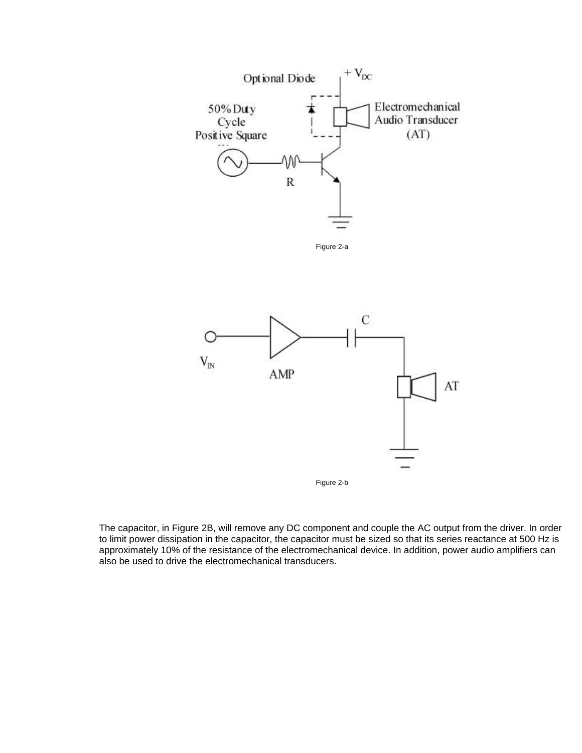Figure 2-a

Figure 2-b

The capacitor, in Figure 2B, will remove any DC component and couple the AC output from the driver. In order to limit power dissipation in the capacitor, the capacitor must be sized so that its series reactance at 500 Hz is approximately 10% of the resistance of the electromechanical device. In addition, power audio amplifiers can also be used to drive the electromechanical transducers.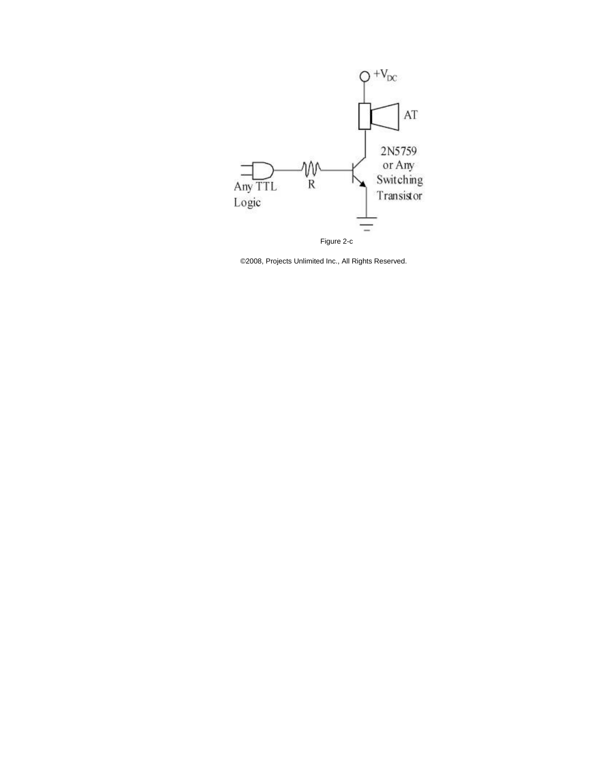$+V_{DC}$

AT

2N5759
or Any
Switching
Transistor

Any TTL
Logic

R

Figure 2-c

©2008, Projects Unlimited Inc., All Rights Reserved.